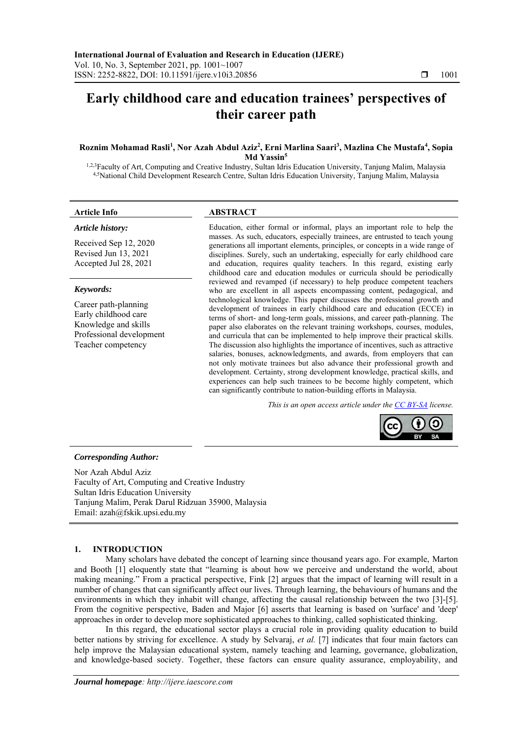# Early childhood care and education trainees' perspectives of their career path

**Roznim Mohamad Rasli[1], Nor Azah Abdul Aziz[2], Erni Marlina Saari[3], Mazlina Che Mustafa[4], Sopia Md Yassin[5]**

[1,2,3]Faculty of Art, Computing and Creative Industry, Sultan Idris Education University, Tanjung Malim, Malaysia
[4,5]National Child Development Research Centre, Sultan Idris Education University, Tanjung Malim, Malaysia

**Article Info**

*Article history:*

Received Sep 12, 2020
Revised Jun 13, 2021
Accepted Jul 28, 2021

*Keywords:*

Career path-planning
Early childhood care
Knowledge and skills
Professional development
Teacher competency

**ABSTRACT**

Education, either formal or informal, plays an important role to help the masses. As such, educators, especially trainees, are entrusted to teach young generations all important elements, principles, or concepts in a wide range of disciplines. Surely, such an undertaking, especially for early childhood care and education, requires quality teachers. In this regard, existing early childhood care and education modules or curricula should be periodically reviewed and revamped (if necessary) to help produce competent teachers who are excellent in all aspects encompassing content, pedagogical, and technological knowledge. This paper discusses the professional growth and development of trainees in early childhood care and education (ECCE) in terms of short- and long-term goals, missions, and career path-planning. The paper also elaborates on the relevant training workshops, courses, modules, and curricula that can be implemented to help improve their practical skills. The discussion also highlights the importance of incentives, such as attractive salaries, bonuses, acknowledgments, and awards, from employers that can not only motivate trainees but also advance their professional growth and development. Certainty, strong development knowledge, practical skills, and experiences can help such trainees to be become highly competent, which can significantly contribute to nation-building efforts in Malaysia.

*This is an open access article under the CC BY-SA license.*

***Corresponding Author:***

Nor Azah Abdul Aziz
Faculty of Art, Computing and Creative Industry
Sultan Idris Education University
Tanjung Malim, Perak Darul Ridzuan 35900, Malaysia
Email: azah@fskik.upsi.edu.my

## 1. INTRODUCTION

Many scholars have debated the concept of learning since thousand years ago. For example, Marton and Booth [1] eloquently state that "learning is about how we perceive and understand the world, about making meaning." From a practical perspective, Fink [2] argues that the impact of learning will result in a number of changes that can significantly affect our lives. Through learning, the behaviours of humans and the environments in which they inhabit will change, affecting the causal relationship between the two [3]-[5]. From the cognitive perspective, Baden and Major [6] asserts that learning is based on 'surface' and 'deep' approaches in order to develop more sophisticated approaches to thinking, called sophisticated thinking.

In this regard, the educational sector plays a crucial role in providing quality education to build better nations by striving for excellence. A study by Selvaraj, *et al.* [7] indicates that four main factors can help improve the Malaysian educational system, namely teaching and learning, governance, globalization, and knowledge-based society. Together, these factors can ensure quality assurance, employability, and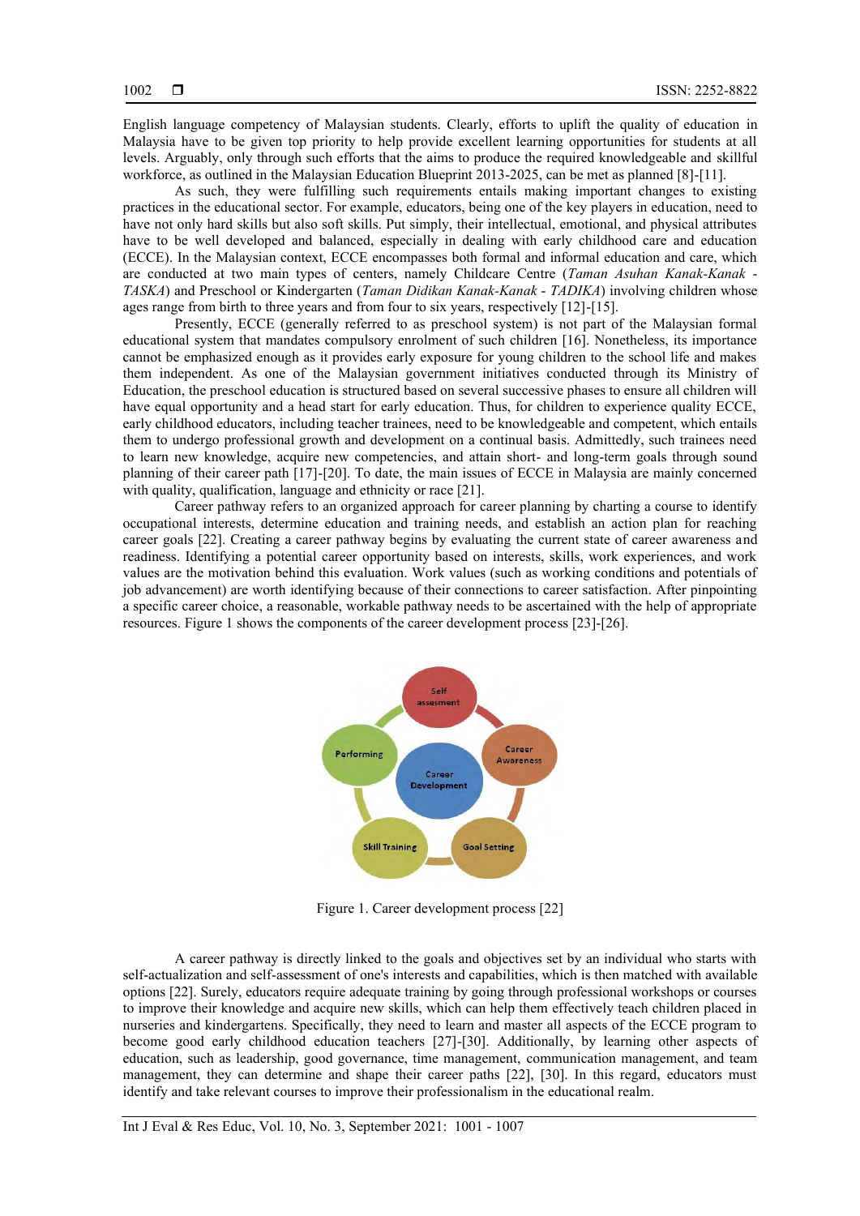English language competency of Malaysian students. Clearly, efforts to uplift the quality of education in Malaysia have to be given top priority to help provide excellent learning opportunities for students at all levels. Arguably, only through such efforts that the aims to produce the required knowledgeable and skillful workforce, as outlined in the Malaysian Education Blueprint 2013-2025, can be met as planned [8]-[11].

As such, they were fulfilling such requirements entails making important changes to existing practices in the educational sector. For example, educators, being one of the key players in education, need to have not only hard skills but also soft skills. Put simply, their intellectual, emotional, and physical attributes have to be well developed and balanced, especially in dealing with early childhood care and education (ECCE). In the Malaysian context, ECCE encompasses both formal and informal education and care, which are conducted at two main types of centers, namely Childcare Centre (*Taman Asuhan Kanak-Kanak - TASKA*) and Preschool or Kindergarten (*Taman Didikan Kanak-Kanak - TADIKA*) involving children whose ages range from birth to three years and from four to six years, respectively [12]-[15].

Presently, ECCE (generally referred to as preschool system) is not part of the Malaysian formal educational system that mandates compulsory enrolment of such children [16]. Nonetheless, its importance cannot be emphasized enough as it provides early exposure for young children to the school life and makes them independent. As one of the Malaysian government initiatives conducted through its Ministry of Education, the preschool education is structured based on several successive phases to ensure all children will have equal opportunity and a head start for early education. Thus, for children to experience quality ECCE, early childhood educators, including teacher trainees, need to be knowledgeable and competent, which entails them to undergo professional growth and development on a continual basis. Admittedly, such trainees need to learn new knowledge, acquire new competencies, and attain short- and long-term goals through sound planning of their career path [17]-[20]. To date, the main issues of ECCE in Malaysia are mainly concerned with quality, qualification, language and ethnicity or race [21].

Career pathway refers to an organized approach for career planning by charting a course to identify occupational interests, determine education and training needs, and establish an action plan for reaching career goals [22]. Creating a career pathway begins by evaluating the current state of career awareness and readiness. Identifying a potential career opportunity based on interests, skills, work experiences, and work values are the motivation behind this evaluation. Work values (such as working conditions and potentials of job advancement) are worth identifying because of their connections to career satisfaction. After pinpointing a specific career choice, a reasonable, workable pathway needs to be ascertained with the help of appropriate resources. Figure 1 shows the components of the career development process [23]-[26].

Figure 1. Career development process [22]

A career pathway is directly linked to the goals and objectives set by an individual who starts with self-actualization and self-assessment of one's interests and capabilities, which is then matched with available options [22]. Surely, educators require adequate training by going through professional workshops or courses to improve their knowledge and acquire new skills, which can help them effectively teach children placed in nurseries and kindergartens. Specifically, they need to learn and master all aspects of the ECCE program to become good early childhood education teachers [27]-[30]. Additionally, by learning other aspects of education, such as leadership, good governance, time management, communication management, and team management, they can determine and shape their career paths [22], [30]. In this regard, educators must identify and take relevant courses to improve their professionalism in the educational realm.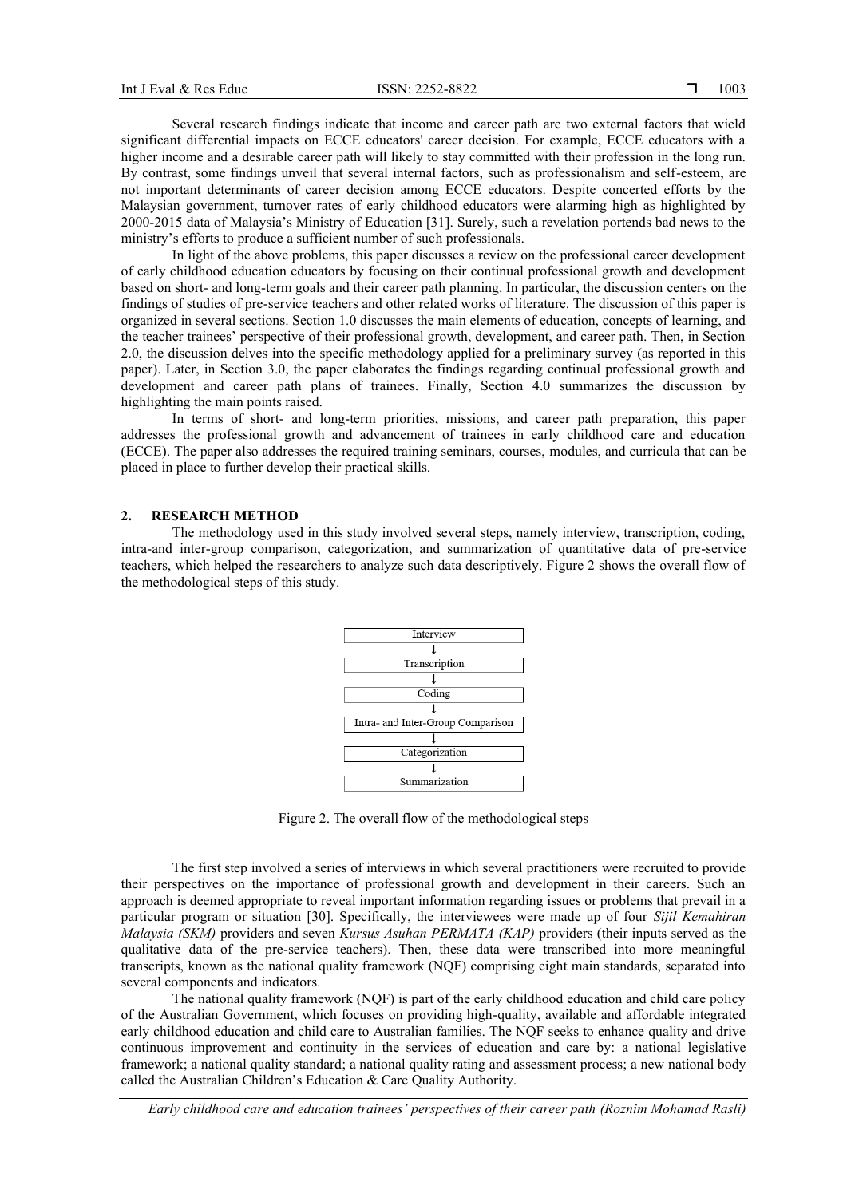Several research findings indicate that income and career path are two external factors that wield significant differential impacts on ECCE educators' career decision. For example, ECCE educators with a higher income and a desirable career path will likely to stay committed with their profession in the long run. By contrast, some findings unveil that several internal factors, such as professionalism and self-esteem, are not important determinants of career decision among ECCE educators. Despite concerted efforts by the Malaysian government, turnover rates of early childhood educators were alarming high as highlighted by 2000-2015 data of Malaysia's Ministry of Education [31]. Surely, such a revelation portends bad news to the ministry's efforts to produce a sufficient number of such professionals.

In light of the above problems, this paper discusses a review on the professional career development of early childhood education educators by focusing on their continual professional growth and development based on short- and long-term goals and their career path planning. In particular, the discussion centers on the findings of studies of pre-service teachers and other related works of literature. The discussion of this paper is organized in several sections. Section 1.0 discusses the main elements of education, concepts of learning, and the teacher trainees' perspective of their professional growth, development, and career path. Then, in Section 2.0, the discussion delves into the specific methodology applied for a preliminary survey (as reported in this paper). Later, in Section 3.0, the paper elaborates the findings regarding continual professional growth and development and career path plans of trainees. Finally, Section 4.0 summarizes the discussion by highlighting the main points raised.

In terms of short- and long-term priorities, missions, and career path preparation, this paper addresses the professional growth and advancement of trainees in early childhood care and education (ECCE). The paper also addresses the required training seminars, courses, modules, and curricula that can be placed in place to further develop their practical skills.

## 2. RESEARCH METHOD

The methodology used in this study involved several steps, namely interview, transcription, coding, intra-and inter-group comparison, categorization, and summarization of quantitative data of pre-service teachers, which helped the researchers to analyze such data descriptively. Figure 2 shows the overall flow of the methodological steps of this study.

Interview
↓
Transcription
↓
Coding
↓
Intra- and Inter-Group Comparison
↓
Categorization
↓
Summarization

Figure 2. The overall flow of the methodological steps

The first step involved a series of interviews in which several practitioners were recruited to provide their perspectives on the importance of professional growth and development in their careers. Such an approach is deemed appropriate to reveal important information regarding issues or problems that prevail in a particular program or situation [30]. Specifically, the interviewees were made up of four *Sijil Kemahiran Malaysia (SKM)* providers and seven *Kursus Asuhan PERMATA (KAP)* providers (their inputs served as the qualitative data of the pre-service teachers). Then, these data were transcribed into more meaningful transcripts, known as the national quality framework (NQF) comprising eight main standards, separated into several components and indicators.

The national quality framework (NQF) is part of the early childhood education and child care policy of the Australian Government, which focuses on providing high-quality, available and affordable integrated early childhood education and child care to Australian families. The NQF seeks to enhance quality and drive continuous improvement and continuity in the services of education and care by: a national legislative framework; a national quality standard; a national quality rating and assessment process; a new national body called the Australian Children's Education & Care Quality Authority.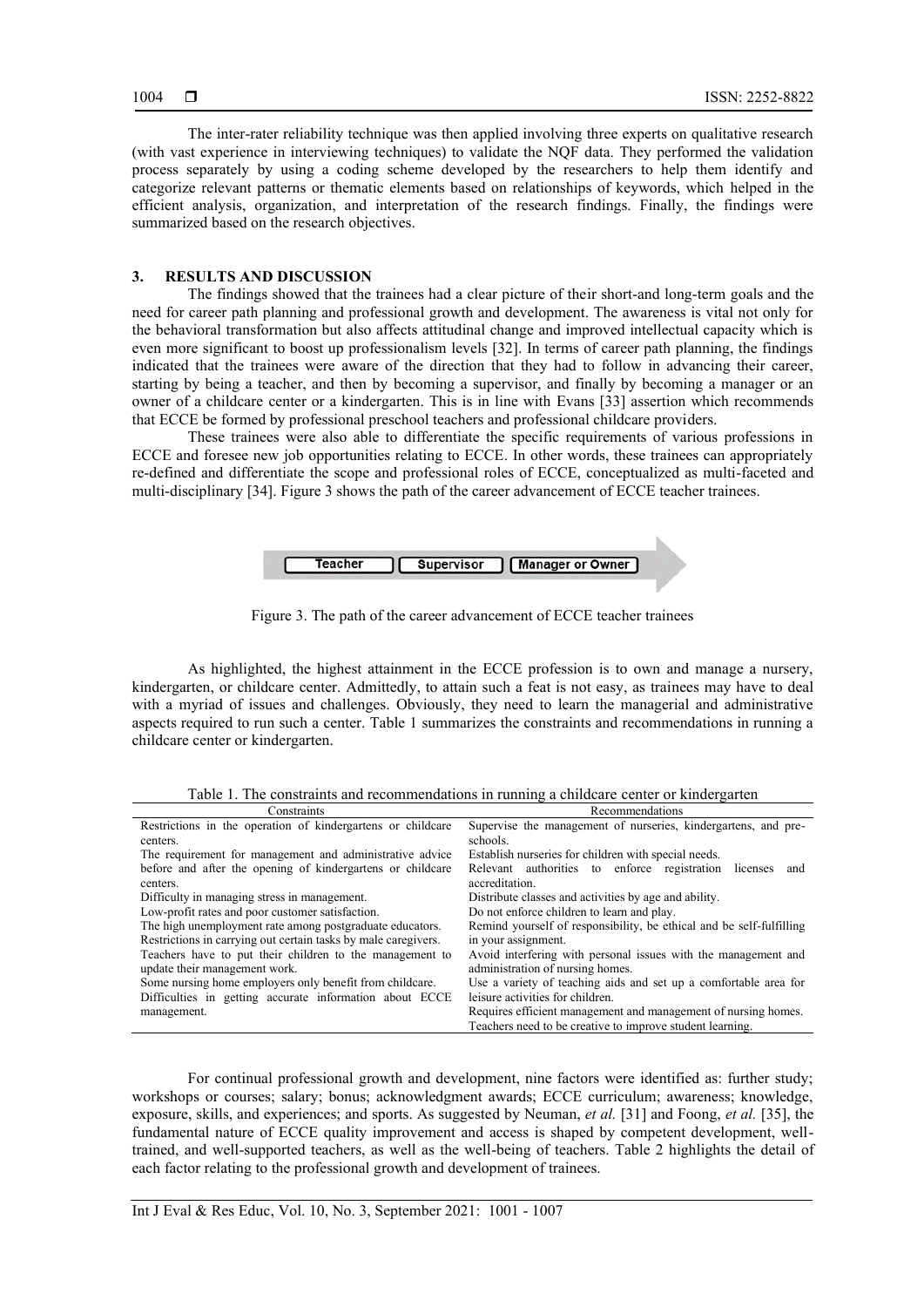The inter-rater reliability technique was then applied involving three experts on qualitative research (with vast experience in interviewing techniques) to validate the NQF data. They performed the validation process separately by using a coding scheme developed by the researchers to help them identify and categorize relevant patterns or thematic elements based on relationships of keywords, which helped in the efficient analysis, organization, and interpretation of the research findings. Finally, the findings were summarized based on the research objectives.

## 3. RESULTS AND DISCUSSION

The findings showed that the trainees had a clear picture of their short-and long-term goals and the need for career path planning and professional growth and development. The awareness is vital not only for the behavioral transformation but also affects attitudinal change and improved intellectual capacity which is even more significant to boost up professionalism levels [32]. In terms of career path planning, the findings indicated that the trainees were aware of the direction that they had to follow in advancing their career, starting by being a teacher, and then by becoming a supervisor, and finally by becoming a manager or an owner of a childcare center or a kindergarten. This is in line with Evans [33] assertion which recommends that ECCE be formed by professional preschool teachers and professional childcare providers.

These trainees were also able to differentiate the specific requirements of various professions in ECCE and foresee new job opportunities relating to ECCE. In other words, these trainees can appropriately re-defined and differentiate the scope and professional roles of ECCE, conceptualized as multi-faceted and multi-disciplinary [34]. Figure 3 shows the path of the career advancement of ECCE teacher trainees.

Teacher → Supervisor → Manager or Owner

Figure 3. The path of the career advancement of ECCE teacher trainees

As highlighted, the highest attainment in the ECCE profession is to own and manage a nursery, kindergarten, or childcare center. Admittedly, to attain such a feat is not easy, as trainees may have to deal with a myriad of issues and challenges. Obviously, they need to learn the managerial and administrative aspects required to run such a center. Table 1 summarizes the constraints and recommendations in running a childcare center or kindergarten.

Table 1. The constraints and recommendations in running a childcare center or kindergarten

| Constraints | Recommendations |
|---|---|
| Restrictions in the operation of kindergartens or childcare centers. | Supervise the management of nurseries, kindergartens, and pre-schools. |
| The requirement for management and administrative advice before and after the opening of kindergartens or childcare centers. | Establish nurseries for children with special needs. |
| Difficulty in managing stress in management. | Relevant authorities to enforce registration licenses and accreditation. |
| Low-profit rates and poor customer satisfaction. | Distribute classes and activities by age and ability. |
| The high unemployment rate among postgraduate educators. | Do not enforce children to learn and play. |
| Restrictions in carrying out certain tasks by male caregivers. | Remind yourself of responsibility, be ethical and be self-fulfilling in your assignment. |
| Teachers have to put their children to the management to update their management work. | Avoid interfering with personal issues with the management and administration of nursing homes. |
| Some nursing home employers only benefit from childcare. | Use a variety of teaching aids and set up a comfortable area for leisure activities for children. |
| Difficulties in getting accurate information about ECCE management. | Requires efficient management and management of nursing homes. |
| | Teachers need to be creative to improve student learning. |

For continual professional growth and development, nine factors were identified as: further study; workshops or courses; salary; bonus; acknowledgment awards; ECCE curriculum; awareness; knowledge, exposure, skills, and experiences; and sports. As suggested by Neuman, *et al.* [31] and Foong, *et al.* [35], the fundamental nature of ECCE quality improvement and access is shaped by competent development, well-trained, and well-supported teachers, as well as the well-being of teachers. Table 2 highlights the detail of each factor relating to the professional growth and development of trainees.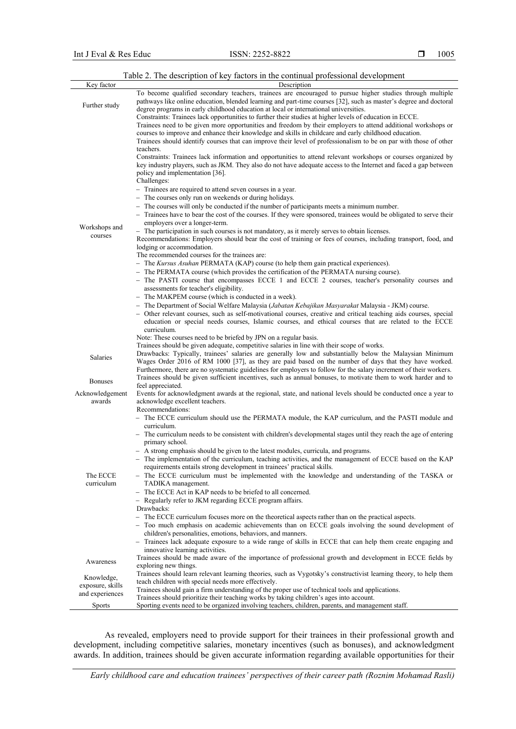Table 2. The description of key factors in the continual professional development

| Key factor | Description |
|---|---|
| Further study | To become qualified secondary teachers, trainees are encouraged to pursue higher studies through multiple pathways like online education, blended learning and part-time courses [32], such as master's degree and doctoral degree programs in early childhood education at local or international universities.<br>Constraints: Trainees lack opportunities to further their studies at higher levels of education in ECCE. |
| Workshops and courses | Trainees need to be given more opportunities and freedom by their employers to attend additional workshops or courses to improve and enhance their knowledge and skills in childcare and early childhood education.<br>Trainees should identify courses that can improve their level of professionalism to be on par with those of other teachers.<br>Constraints: Trainees lack information and opportunities to attend relevant workshops or courses organized by key industry players, such as JKM. They also do not have adequate access to the Internet and faced a gap between policy and implementation [36].<br>Challenges:<br>– Trainees are required to attend seven courses in a year.<br>– The courses only run on weekends or during holidays.<br>– The courses will only be conducted if the number of participants meets a minimum number.<br>– Trainees have to bear the cost of the courses. If they were sponsored, trainees would be obligated to serve their employers over a longer-term.<br>– The participation in such courses is not mandatory, as it merely serves to obtain licenses.<br>Recommendations: Employers should bear the cost of training or fees of courses, including transport, food, and lodging or accommodation.<br>The recommended courses for the trainees are:<br>– The *Kursus Asuhan* PERMATA (KAP) course (to help them gain practical experiences).<br>– The PERMATA course (which provides the certification of the PERMATA nursing course).<br>– The PASTI course that encompasses ECCE 1 and ECCE 2 courses, teacher's personality courses and assessments for teacher's eligibility.<br>– The MAKPEM course (which is conducted in a week).<br>– The Department of Social Welfare Malaysia (*Jabatan Kebajikan Masyarakat* Malaysia - JKM) course.<br>– Other relevant courses, such as self-motivational courses, creative and critical teaching aids courses, special education or special needs courses, Islamic courses, and ethical courses that are related to the ECCE curriculum.<br>Note: These courses need to be briefed by JPN on a regular basis. |
| Salaries | Trainees should be given adequate, competitive salaries in line with their scope of works.<br>Drawbacks: Typically, trainees' salaries are generally low and substantially below the Malaysian Minimum Wages Order 2016 of RM 1000 [37], as they are paid based on the number of days that they have worked. Furthermore, there are no systematic guidelines for employers to follow for the salary increment of their workers. |
| Bonuses | Trainees should be given sufficient incentives, such as annual bonuses, to motivate them to work harder and to feel appreciated. |
| Acknowledgement awards | Events for acknowledgment awards at the regional, state, and national levels should be conducted once a year to acknowledge excellent teachers. |
| The ECCE curriculum | Recommendations:<br>– The ECCE curriculum should use the PERMATA module, the KAP curriculum, and the PASTI module and curriculum.<br>– The curriculum needs to be consistent with children's developmental stages until they reach the age of entering primary school.<br>– A strong emphasis should be given to the latest modules, curricula, and programs.<br>– The implementation of the curriculum, teaching activities, and the management of ECCE based on the KAP requirements entails strong development in trainees' practical skills.<br>– The ECCE curriculum must be implemented with the knowledge and understanding of the TASKA or TADIKA management.<br>– The ECCE Act in KAP needs to be briefed to all concerned.<br>– Regularly refer to JKM regarding ECCE program affairs.<br>Drawbacks:<br>– The ECCE curriculum focuses more on the theoretical aspects rather than on the practical aspects.<br>– Too much emphasis on academic achievements than on ECCE goals involving the sound development of children's personalities, emotions, behaviors, and manners.<br>– Trainees lack adequate exposure to a wide range of skills in ECCE that can help them create engaging and innovative learning activities. |
| Awareness | Trainees should be made aware of the importance of professional growth and development in ECCE fields by exploring new things. |
| Knowledge, exposure, skills and experiences | Trainees should learn relevant learning theories, such as Vygotsky's constructivist learning theory, to help them teach children with special needs more effectively.<br>Trainees should gain a firm understanding of the proper use of technical tools and applications.<br>Trainees should prioritize their teaching works by taking children's ages into account. |
| Sports | Sporting events need to be organized involving teachers, children, parents, and management staff. |

As revealed, employers need to provide support for their trainees in their professional growth and development, including competitive salaries, monetary incentives (such as bonuses), and acknowledgment awards. In addition, trainees should be given accurate information regarding available opportunities for their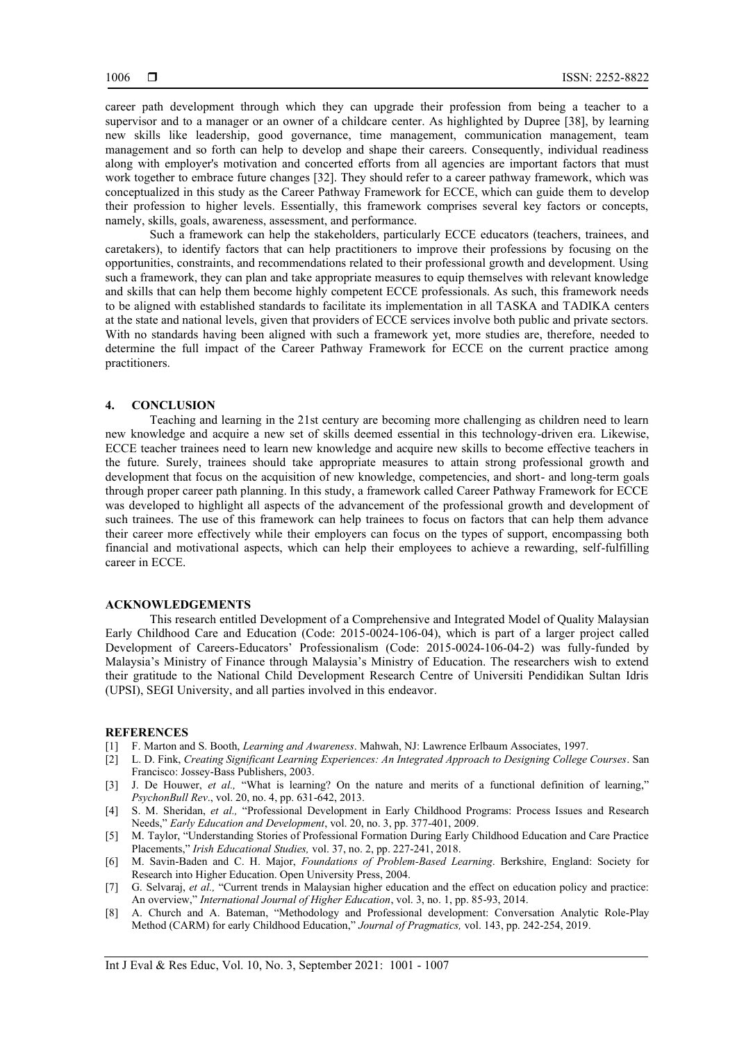career path development through which they can upgrade their profession from being a teacher to a supervisor and to a manager or an owner of a childcare center. As highlighted by Dupree [38], by learning new skills like leadership, good governance, time management, communication management, team management and so forth can help to develop and shape their careers. Consequently, individual readiness along with employer's motivation and concerted efforts from all agencies are important factors that must work together to embrace future changes [32]. They should refer to a career pathway framework, which was conceptualized in this study as the Career Pathway Framework for ECCE, which can guide them to develop their profession to higher levels. Essentially, this framework comprises several key factors or concepts, namely, skills, goals, awareness, assessment, and performance.

Such a framework can help the stakeholders, particularly ECCE educators (teachers, trainees, and caretakers), to identify factors that can help practitioners to improve their professions by focusing on the opportunities, constraints, and recommendations related to their professional growth and development. Using such a framework, they can plan and take appropriate measures to equip themselves with relevant knowledge and skills that can help them become highly competent ECCE professionals. As such, this framework needs to be aligned with established standards to facilitate its implementation in all TASKA and TADIKA centers at the state and national levels, given that providers of ECCE services involve both public and private sectors. With no standards having been aligned with such a framework yet, more studies are, therefore, needed to determine the full impact of the Career Pathway Framework for ECCE on the current practice among practitioners.

## 4. CONCLUSION

Teaching and learning in the 21st century are becoming more challenging as children need to learn new knowledge and acquire a new set of skills deemed essential in this technology-driven era. Likewise, ECCE teacher trainees need to learn new knowledge and acquire new skills to become effective teachers in the future. Surely, trainees should take appropriate measures to attain strong professional growth and development that focus on the acquisition of new knowledge, competencies, and short- and long-term goals through proper career path planning. In this study, a framework called Career Pathway Framework for ECCE was developed to highlight all aspects of the advancement of the professional growth and development of such trainees. The use of this framework can help trainees to focus on factors that can help them advance their career more effectively while their employers can focus on the types of support, encompassing both financial and motivational aspects, which can help their employees to achieve a rewarding, self-fulfilling career in ECCE.

## ACKNOWLEDGEMENTS

This research entitled Development of a Comprehensive and Integrated Model of Quality Malaysian Early Childhood Care and Education (Code: 2015-0024-106-04), which is part of a larger project called Development of Careers-Educators' Professionalism (Code: 2015-0024-106-04-2) was fully-funded by Malaysia's Ministry of Finance through Malaysia's Ministry of Education. The researchers wish to extend their gratitude to the National Child Development Research Centre of Universiti Pendidikan Sultan Idris (UPSI), SEGI University, and all parties involved in this endeavor.

## REFERENCES

[1] F. Marton and S. Booth, *Learning and Awareness*. Mahwah, NJ: Lawrence Erlbaum Associates, 1997.

[2] L. D. Fink, *Creating Significant Learning Experiences: An Integrated Approach to Designing College Courses*. San Francisco: Jossey-Bass Publishers, 2003.

[3] J. De Houwer, *et al.,* "What is learning? On the nature and merits of a functional definition of learning," *PsychonBull Rev*., vol. 20, no. 4, pp. 631-642, 2013.

[4] S. M. Sheridan, *et al.,* "Professional Development in Early Childhood Programs: Process Issues and Research Needs," *Early Education and Development*, vol. 20, no. 3, pp. 377-401, 2009.

[5] M. Taylor, "Understanding Stories of Professional Formation During Early Childhood Education and Care Practice Placements," *Irish Educational Studies,* vol. 37, no. 2, pp. 227-241, 2018.

[6] M. Savin-Baden and C. H. Major, *Foundations of Problem-Based Learning*. Berkshire, England: Society for Research into Higher Education. Open University Press, 2004.

[7] G. Selvaraj, *et al.,* "Current trends in Malaysian higher education and the effect on education policy and practice: An overview," *International Journal of Higher Education*, vol. 3, no. 1, pp. 85-93, 2014.

[8] A. Church and A. Bateman, "Methodology and Professional development: Conversation Analytic Role-Play Method (CARM) for early Childhood Education," *Journal of Pragmatics,* vol. 143, pp. 242-254, 2019.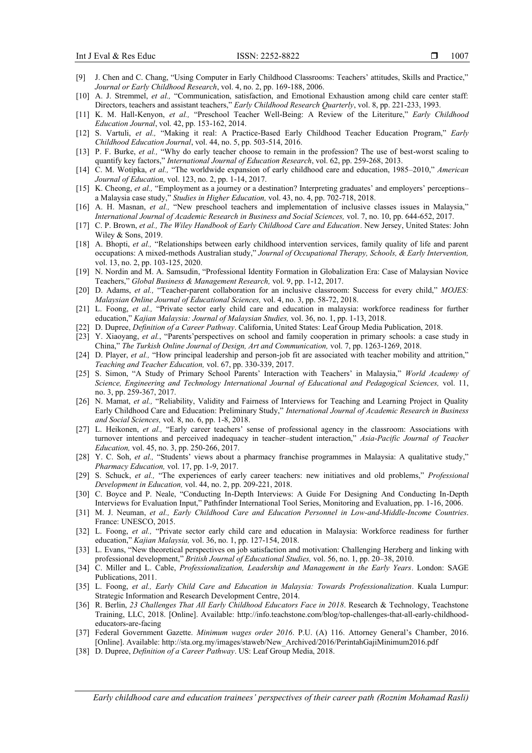[9] J. Chen and C. Chang, "Using Computer in Early Childhood Classrooms: Teachers' attitudes, Skills and Practice," *Journal or Early Childhood Research*, vol. 4, no. 2, pp. 169-188, 2006.

[10] A. J. Stremmel, *et al.,* "Communication, satisfaction, and Emotional Exhaustion among child care center staff: Directors, teachers and assistant teachers," *Early Childhood Research Quarterly*, vol. 8, pp. 221-233, 1993.

[11] K. M. Hall-Kenyon, *et al.,* "Preschool Teacher Well-Being: A Review of the Literiture," *Early Childhood Education Journal*, vol. 42, pp. 153-162, 2014.

[12] S. Vartuli, *et al.,* "Making it real: A Practice-Based Early Childhood Teacher Education Program," *Early Childhood Education Journal*, vol. 44, no. 5, pp. 503-514, 2016.

[13] P. F. Burke, *et al.,* "Why do early teacher choose to remain in the profession? The use of best-worst scaling to quantify key factors," *International Journal of Education Research*, vol. 62, pp. 259-268, 2013.

[14] C. M. Wotipka, *et al.,* "The worldwide expansion of early childhood care and education, 1985–2010," *American Journal of Education,* vol. 123, no. 2, pp. 1-14, 2017.

[15] K. Cheong, *et al.,* "Employment as a journey or a destination? Interpreting graduates' and employers' perceptions–a Malaysia case study," *Studies in Higher Education,* vol. 43, no. 4, pp. 702-718, 2018.

[16] A. H. Masnan, *et al.,* "New preschool teachers and implementation of inclusive classes issues in Malaysia," *International Journal of Academic Research in Business and Social Sciences,* vol. 7, no. 10, pp. 644-652, 2017.

[17] C. P. Brown, *et al., The Wiley Handbook of Early Childhood Care and Education*. New Jersey, United States: John Wiley & Sons, 2019.

[18] A. Bhopti, *et al.,* "Relationships between early childhood intervention services, family quality of life and parent occupations: A mixed-methods Australian study," *Journal of Occupational Therapy, Schools, & Early Intervention,* vol. 13, no. 2, pp. 103-125, 2020.

[19] N. Nordin and M. A. Samsudin, "Professional Identity Formation in Globalization Era: Case of Malaysian Novice Teachers," *Global Business & Management Research,* vol. 9, pp. 1-12, 2017.

[20] D. Adams, *et al.,* "Teacher-parent collaboration for an inclusive classroom: Success for every child," *MOJES: Malaysian Online Journal of Educational Sciences,* vol. 4, no. 3, pp. 58-72, 2018.

[21] L. Foong, *et al.,* "Private sector early child care and education in malaysia: workforce readiness for further education," *Kajian Malaysia: Journal of Malaysian Studies,* vol. 36, no. 1, pp. 1-13, 2018.

[22] D. Dupree, *Definition of a Career Pathway*. California, United States: Leaf Group Media Publication, 2018.

[23] Y. Xiaoyang, *et al.*, "Parents'perspectives on school and family cooperation in primary schools: a case study in China," *The Turkish Online Journal of Design, Art and Communication,* vol. 7, pp. 1263-1269, 2018.

[24] D. Player, *et al.,* "How principal leadership and person-job fit are associated with teacher mobility and attrition," *Teaching and Teacher Education,* vol. 67, pp. 330-339, 2017.

[25] S. Simon, "A Study of Primary School Parents' Interaction with Teachers' in Malaysia," *World Academy of Science, Engineering and Technology International Journal of Educational and Pedagogical Sciences,* vol. 11, no. 3, pp. 259-367, 2017.

[26] N. Mamat, *et al.,* "Reliability, Validity and Fairness of Interviews for Teaching and Learning Project in Quality Early Childhood Care and Education: Preliminary Study," *International Journal of Academic Research in Business and Social Sciences,* vol. 8, no. 6, pp. 1-8, 2018.

[27] L. Heikonen, *et al.,* "Early career teachers' sense of professional agency in the classroom: Associations with turnover intentions and perceived inadequacy in teacher–student interaction," *Asia-Pacific Journal of Teacher Education,* vol. 45, no. 3, pp. 250-266, 2017.

[28] Y. C. Soh, *et al.,* "Students' views about a pharmacy franchise programmes in Malaysia: A qualitative study," *Pharmacy Education,* vol. 17, pp. 1-9, 2017.

[29] S. Schuck, *et al.,* "The experiences of early career teachers: new initiatives and old problems," *Professional Development in Education,* vol. 44, no. 2, pp. 209-221, 2018.

[30] C. Boyce and P. Neale, "Conducting In-Depth Interviews: A Guide For Designing And Conducting In-Depth Interviews for Evaluation Input," Pathfinder International Tool Series, Monitoring and Evaluation, pp. 1-16, 2006.

[31] M. J. Neuman, *et al., Early Childhood Care and Education Personnel in Low-and-Middle-Income Countries*. France: UNESCO, 2015.

[32] L. Foong, *et al.,* "Private sector early child care and education in Malaysia: Workforce readiness for further education," *Kajian Malaysia,* vol. 36, no. 1, pp. 127-154, 2018.

[33] L. Evans, "New theoretical perspectives on job satisfaction and motivation: Challenging Herzberg and linking with professional development," *British Journal of Educational Studies,* vol. 56, no. 1, pp. 20–38, 2010.

[34] C. Miller and L. Cable, *Professionalization, Leadership and Management in the Early Years*. London: SAGE Publications, 2011.

[35] L. Foong, *et al., Early Child Care and Education in Malaysia: Towards Professionalization*. Kuala Lumpur: Strategic Information and Research Development Centre, 2014.

[36] R. Berlin, *23 Challenges That All Early Childhood Educators Face in 2018*. Research & Technology, Teachstone Training, LLC, 2018. [Online]. Available: http://info.teachstone.com/blog/top-challenges-that-all-early-childhood-educators-are-facing

[37] Federal Government Gazette. *Minimum wages order 2016*. P.U. (A) 116. Attorney General's Chamber, 2016. [Online]. Available: http://sta.org.my/images/staweb/New_Archived/2016/PerintahGajiMinimum2016.pdf

[38] D. Dupree, *Definition of a Career Pathway*. US: Leaf Group Media, 2018.